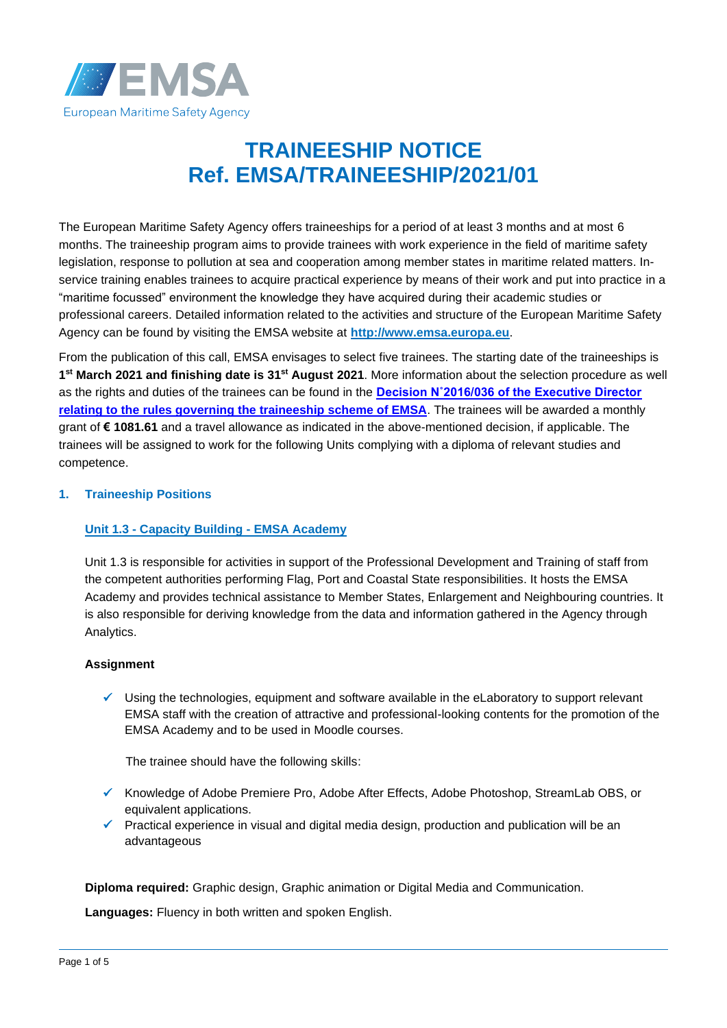# TRAINEESHIP NOTICE
# Ref. EMSA/TRAINEESHIP/2021/01

The European Maritime Safety Agency offers traineeships for a period of at least 3 months and at most 6 months. The traineeship program aims to provide trainees with work experience in the field of maritime safety legislation, response to pollution at sea and cooperation among member states in maritime related matters. In-service training enables trainees to acquire practical experience by means of their work and put into practice in a "maritime focussed" environment the knowledge they have acquired during their academic studies or professional careers. Detailed information related to the activities and structure of the European Maritime Safety Agency can be found by visiting the EMSA website at **http://www.emsa.europa.eu**.

From the publication of this call, EMSA envisages to select five trainees. The starting date of the traineeships is **1st March 2021 and finishing date is 31st August 2021**. More information about the selection procedure as well as the rights and duties of the trainees can be found in the **Decision N˚2016/036 of the Executive Director relating to the rules governing the traineeship scheme of EMSA**. The trainees will be awarded a monthly grant of **€ 1081.61** and a travel allowance as indicated in the above-mentioned decision, if applicable. The trainees will be assigned to work for the following Units complying with a diploma of relevant studies and competence.

## 1. Traineeship Positions

### Unit 1.3 - Capacity Building - EMSA Academy

Unit 1.3 is responsible for activities in support of the Professional Development and Training of staff from the competent authorities performing Flag, Port and Coastal State responsibilities. It hosts the EMSA Academy and provides technical assistance to Member States, Enlargement and Neighbouring countries. It is also responsible for deriving knowledge from the data and information gathered in the Agency through Analytics.

**Assignment**

- ✓ Using the technologies, equipment and software available in the eLaboratory to support relevant EMSA staff with the creation of attractive and professional-looking contents for the promotion of the EMSA Academy and to be used in Moodle courses.

The trainee should have the following skills:

- ✓ Knowledge of Adobe Premiere Pro, Adobe After Effects, Adobe Photoshop, StreamLab OBS, or equivalent applications.
- ✓ Practical experience in visual and digital media design, production and publication will be an advantageous

**Diploma required:** Graphic design, Graphic animation or Digital Media and Communication.

**Languages:** Fluency in both written and spoken English.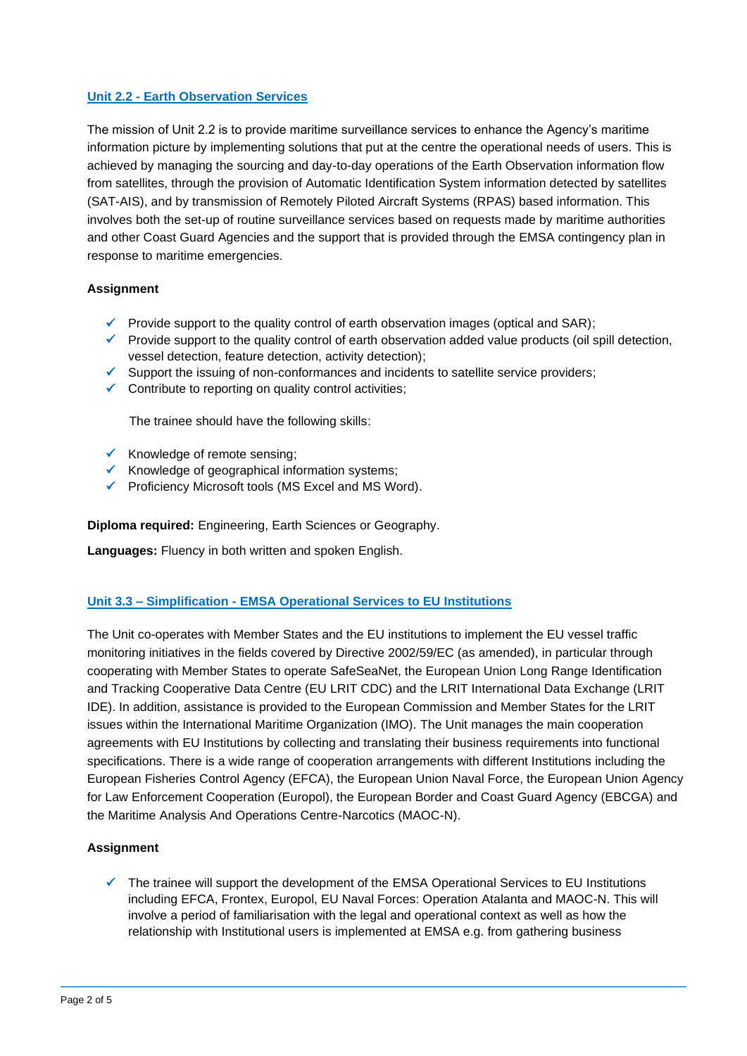### Unit 2.2 - Earth Observation Services

The mission of Unit 2.2 is to provide maritime surveillance services to enhance the Agency's maritime information picture by implementing solutions that put at the centre the operational needs of users. This is achieved by managing the sourcing and day-to-day operations of the Earth Observation information flow from satellites, through the provision of Automatic Identification System information detected by satellites (SAT-AIS), and by transmission of Remotely Piloted Aircraft Systems (RPAS) based information. This involves both the set-up of routine surveillance services based on requests made by maritime authorities and other Coast Guard Agencies and the support that is provided through the EMSA contingency plan in response to maritime emergencies.

**Assignment**

- ✓ Provide support to the quality control of earth observation images (optical and SAR);
- ✓ Provide support to the quality control of earth observation added value products (oil spill detection, vessel detection, feature detection, activity detection);
- ✓ Support the issuing of non-conformances and incidents to satellite service providers;
- ✓ Contribute to reporting on quality control activities;

The trainee should have the following skills:

- ✓ Knowledge of remote sensing;
- ✓ Knowledge of geographical information systems;
- ✓ Proficiency Microsoft tools (MS Excel and MS Word).

**Diploma required:** Engineering, Earth Sciences or Geography.

**Languages:** Fluency in both written and spoken English.

### Unit 3.3 – Simplification - EMSA Operational Services to EU Institutions

The Unit co-operates with Member States and the EU institutions to implement the EU vessel traffic monitoring initiatives in the fields covered by Directive 2002/59/EC (as amended), in particular through cooperating with Member States to operate SafeSeaNet, the European Union Long Range Identification and Tracking Cooperative Data Centre (EU LRIT CDC) and the LRIT International Data Exchange (LRIT IDE). In addition, assistance is provided to the European Commission and Member States for the LRIT issues within the International Maritime Organization (IMO). The Unit manages the main cooperation agreements with EU Institutions by collecting and translating their business requirements into functional specifications. There is a wide range of cooperation arrangements with different Institutions including the European Fisheries Control Agency (EFCA), the European Union Naval Force, the European Union Agency for Law Enforcement Cooperation (Europol), the European Border and Coast Guard Agency (EBCGA) and the Maritime Analysis And Operations Centre-Narcotics (MAOC-N).

**Assignment**

- ✓ The trainee will support the development of the EMSA Operational Services to EU Institutions including EFCA, Frontex, Europol, EU Naval Forces: Operation Atalanta and MAOC-N. This will involve a period of familiarisation with the legal and operational context as well as how the relationship with Institutional users is implemented at EMSA e.g. from gathering business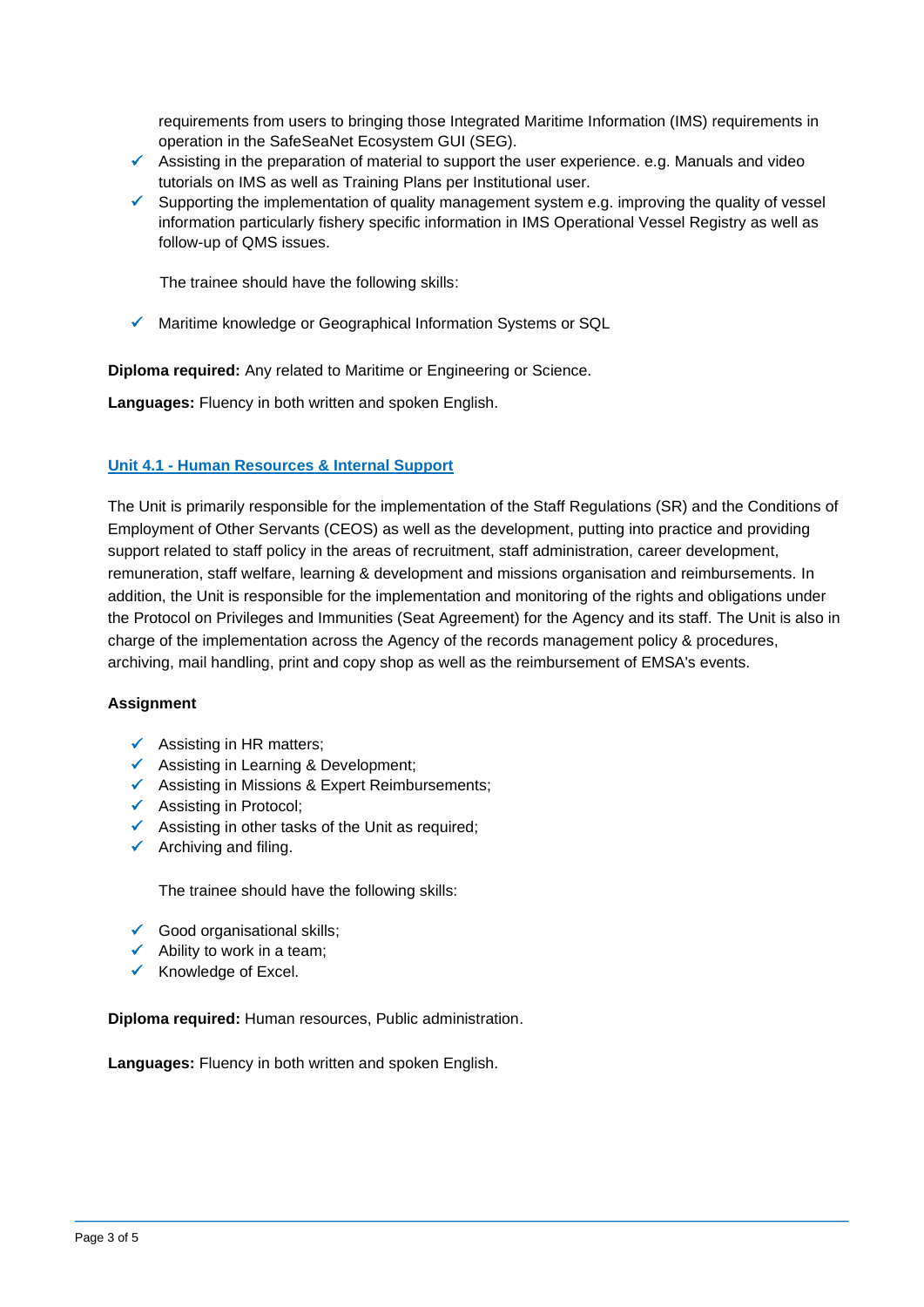requirements from users to bringing those Integrated Maritime Information (IMS) requirements in operation in the SafeSeaNet Ecosystem GUI (SEG).

- Assisting in the preparation of material to support the user experience. e.g. Manuals and video tutorials on IMS as well as Training Plans per Institutional user.
- Supporting the implementation of quality management system e.g. improving the quality of vessel information particularly fishery specific information in IMS Operational Vessel Registry as well as follow-up of QMS issues.

The trainee should have the following skills:

- Maritime knowledge or Geographical Information Systems or SQL

**Diploma required:** Any related to Maritime or Engineering or Science.

**Languages:** Fluency in both written and spoken English.

### Unit 4.1 - Human Resources & Internal Support

The Unit is primarily responsible for the implementation of the Staff Regulations (SR) and the Conditions of Employment of Other Servants (CEOS) as well as the development, putting into practice and providing support related to staff policy in the areas of recruitment, staff administration, career development, remuneration, staff welfare, learning & development and missions organisation and reimbursements. In addition, the Unit is responsible for the implementation and monitoring of the rights and obligations under the Protocol on Privileges and Immunities (Seat Agreement) for the Agency and its staff. The Unit is also in charge of the implementation across the Agency of the records management policy & procedures, archiving, mail handling, print and copy shop as well as the reimbursement of EMSA's events.

**Assignment**

- Assisting in HR matters;
- Assisting in Learning & Development;
- Assisting in Missions & Expert Reimbursements;
- Assisting in Protocol;
- Assisting in other tasks of the Unit as required;
- Archiving and filing.

The trainee should have the following skills:

- Good organisational skills;
- Ability to work in a team;
- Knowledge of Excel.

**Diploma required:** Human resources, Public administration.

**Languages:** Fluency in both written and spoken English.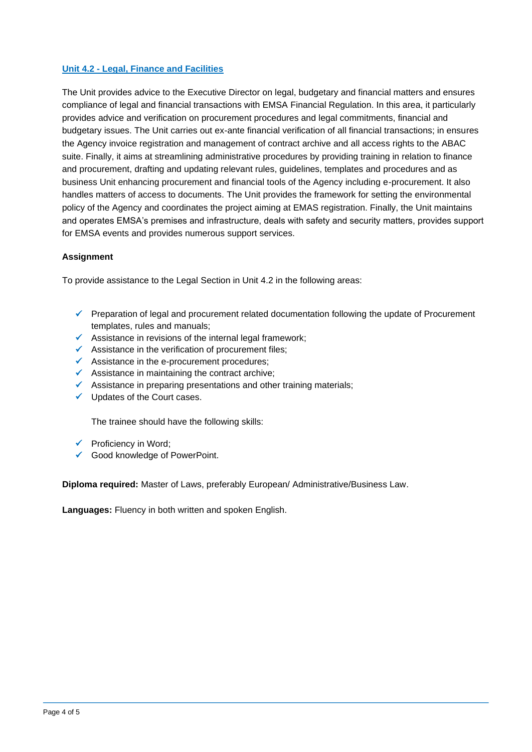## Unit 4.2 - Legal, Finance and Facilities

The Unit provides advice to the Executive Director on legal, budgetary and financial matters and ensures compliance of legal and financial transactions with EMSA Financial Regulation. In this area, it particularly provides advice and verification on procurement procedures and legal commitments, financial and budgetary issues. The Unit carries out ex-ante financial verification of all financial transactions; in ensures the Agency invoice registration and management of contract archive and all access rights to the ABAC suite. Finally, it aims at streamlining administrative procedures by providing training in relation to finance and procurement, drafting and updating relevant rules, guidelines, templates and procedures and as business Unit enhancing procurement and financial tools of the Agency including e-procurement. It also handles matters of access to documents. The Unit provides the framework for setting the environmental policy of the Agency and coordinates the project aiming at EMAS registration. Finally, the Unit maintains and operates EMSA's premises and infrastructure, deals with safety and security matters, provides support for EMSA events and provides numerous support services.

**Assignment**

To provide assistance to the Legal Section in Unit 4.2 in the following areas:

- ✓ Preparation of legal and procurement related documentation following the update of Procurement templates, rules and manuals;
- ✓ Assistance in revisions of the internal legal framework;
- ✓ Assistance in the verification of procurement files;
- ✓ Assistance in the e-procurement procedures;
- ✓ Assistance in maintaining the contract archive;
- ✓ Assistance in preparing presentations and other training materials;
- ✓ Updates of the Court cases.

The trainee should have the following skills:

- ✓ Proficiency in Word;
- ✓ Good knowledge of PowerPoint.

**Diploma required:** Master of Laws, preferably European/ Administrative/Business Law.

**Languages:** Fluency in both written and spoken English.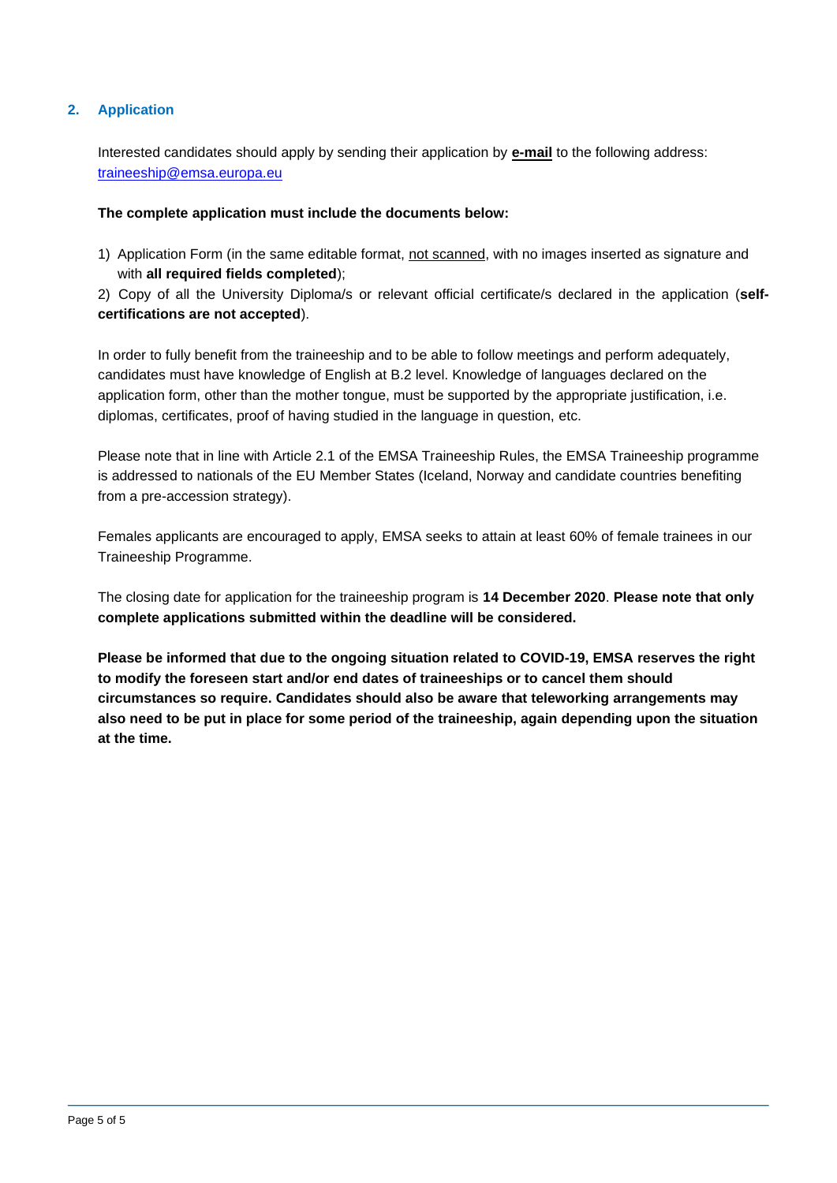## 2. Application

Interested candidates should apply by sending their application by **e-mail** to the following address: traineeship@emsa.europa.eu

**The complete application must include the documents below:**

1) Application Form (in the same editable format, not scanned, with no images inserted as signature and with **all required fields completed**);

2) Copy of all the University Diploma/s or relevant official certificate/s declared in the application (**self-certifications are not accepted**).

In order to fully benefit from the traineeship and to be able to follow meetings and perform adequately, candidates must have knowledge of English at B.2 level. Knowledge of languages declared on the application form, other than the mother tongue, must be supported by the appropriate justification, i.e. diplomas, certificates, proof of having studied in the language in question, etc.

Please note that in line with Article 2.1 of the EMSA Traineeship Rules, the EMSA Traineeship programme is addressed to nationals of the EU Member States (Iceland, Norway and candidate countries benefiting from a pre-accession strategy).

Females applicants are encouraged to apply, EMSA seeks to attain at least 60% of female trainees in our Traineeship Programme.

The closing date for application for the traineeship program is **14 December 2020**. **Please note that only complete applications submitted within the deadline will be considered.**

**Please be informed that due to the ongoing situation related to COVID-19, EMSA reserves the right to modify the foreseen start and/or end dates of traineeships or to cancel them should circumstances so require. Candidates should also be aware that teleworking arrangements may also need to be put in place for some period of the traineeship, again depending upon the situation at the time.**